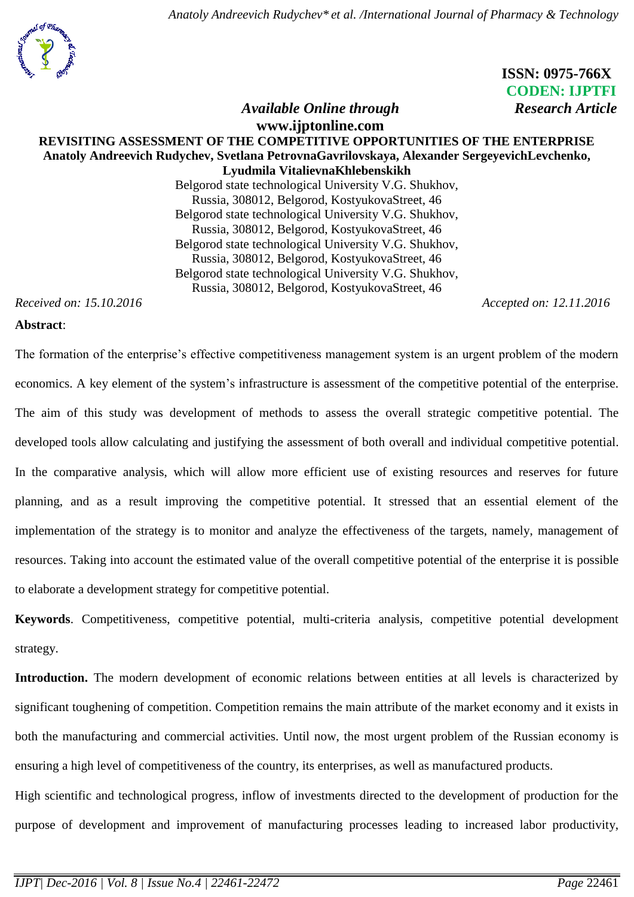**ISSN: 0975-766X**
**CODEN: IJPTFI**

*Available Online through* *Research Article*

**www.ijptonline.com**

# REVISITING ASSESSMENT OF THE COMPETITIVE OPPORTUNITIES OF THE ENTERPRISE

**Anatoly Andreevich Rudychev, Svetlana PetrovnaGavrilovskaya, Alexander SergeyevichLevchenko, Lyudmila VitalievnaKhlebenskikh**

Belgorod state technological University V.G. Shukhov, Russia, 308012, Belgorod, KostyukovaStreet, 46

Belgorod state technological University V.G. Shukhov, Russia, 308012, Belgorod, KostyukovaStreet, 46

Belgorod state technological University V.G. Shukhov, Russia, 308012, Belgorod, KostyukovaStreet, 46

Belgorod state technological University V.G. Shukhov, Russia, 308012, Belgorod, KostyukovaStreet, 46

*Received on: 15.10.2016* *Accepted on: 12.11.2016*

**Abstract**:

The formation of the enterprise's effective competitiveness management system is an urgent problem of the modern economics. A key element of the system's infrastructure is assessment of the competitive potential of the enterprise. The aim of this study was development of methods to assess the overall strategic competitive potential. The developed tools allow calculating and justifying the assessment of both overall and individual competitive potential. In the comparative analysis, which will allow more efficient use of existing resources and reserves for future planning, and as a result improving the competitive potential. It stressed that an essential element of the implementation of the strategy is to monitor and analyze the effectiveness of the targets, namely, management of resources. Taking into account the estimated value of the overall competitive potential of the enterprise it is possible to elaborate a development strategy for competitive potential.

**Keywords**. Competitiveness, competitive potential, multi-criteria analysis, competitive potential development strategy.

**Introduction.** The modern development of economic relations between entities at all levels is characterized by significant toughening of competition. Competition remains the main attribute of the market economy and it exists in both the manufacturing and commercial activities. Until now, the most urgent problem of the Russian economy is ensuring a high level of competitiveness of the country, its enterprises, as well as manufactured products.

High scientific and technological progress, inflow of investments directed to the development of production for the purpose of development and improvement of manufacturing processes leading to increased labor productivity,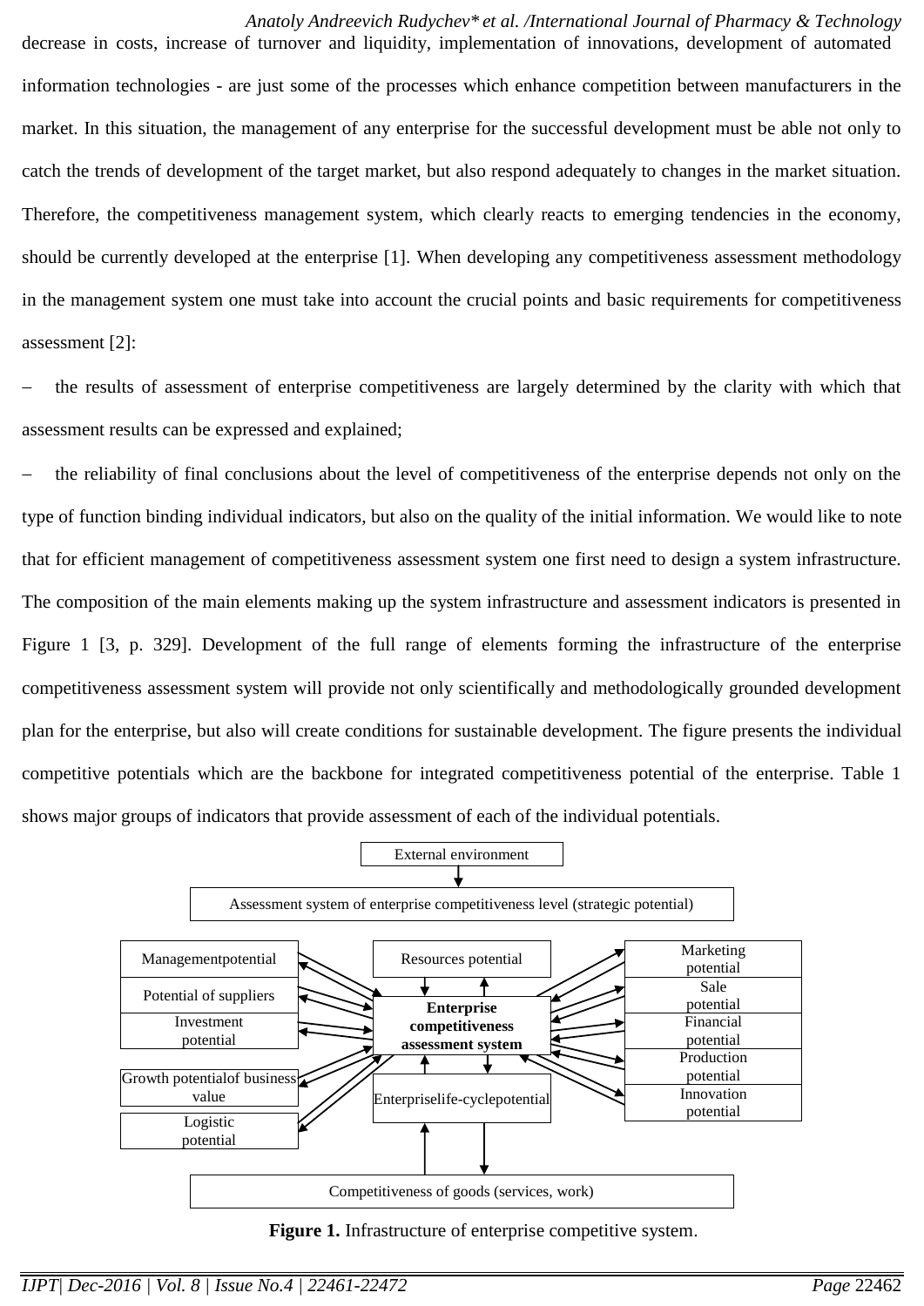decrease in costs, increase of turnover and liquidity, implementation of innovations, development of automated information technologies - are just some of the processes which enhance competition between manufacturers in the market. In this situation, the management of any enterprise for the successful development must be able not only to catch the trends of development of the target market, but also respond adequately to changes in the market situation. Therefore, the competitiveness management system, which clearly reacts to emerging tendencies in the economy, should be currently developed at the enterprise [1]. When developing any competitiveness assessment methodology in the management system one must take into account the crucial points and basic requirements for competitiveness assessment [2]:

– the results of assessment of enterprise competitiveness are largely determined by the clarity with which that assessment results can be expressed and explained;

– the reliability of final conclusions about the level of competitiveness of the enterprise depends not only on the type of function binding individual indicators, but also on the quality of the initial information. We would like to note that for efficient management of competitiveness assessment system one first need to design a system infrastructure. The composition of the main elements making up the system infrastructure and assessment indicators is presented in Figure 1 [3, p. 329]. Development of the full range of elements forming the infrastructure of the enterprise competitiveness assessment system will provide not only scientifically and methodologically grounded development plan for the enterprise, but also will create conditions for sustainable development. The figure presents the individual competitive potentials which are the backbone for integrated competitiveness potential of the enterprise. Table 1 shows major groups of indicators that provide assessment of each of the individual potentials.

External environment

Assessment system of enterprise competitiveness level (strategic potential)

Managementpotential | Potential of suppliers | Investment potential | Growth potentialof business value | Logistic potential

Resources potential

**Enterprise competitiveness assessment system**

Enterpriselife-cyclepotential

Marketing potential | Sale potential | Financial potential | Production potential | Innovation potential

Competitiveness of goods (services, work)

**Figure 1.** Infrastructure of enterprise competitive system.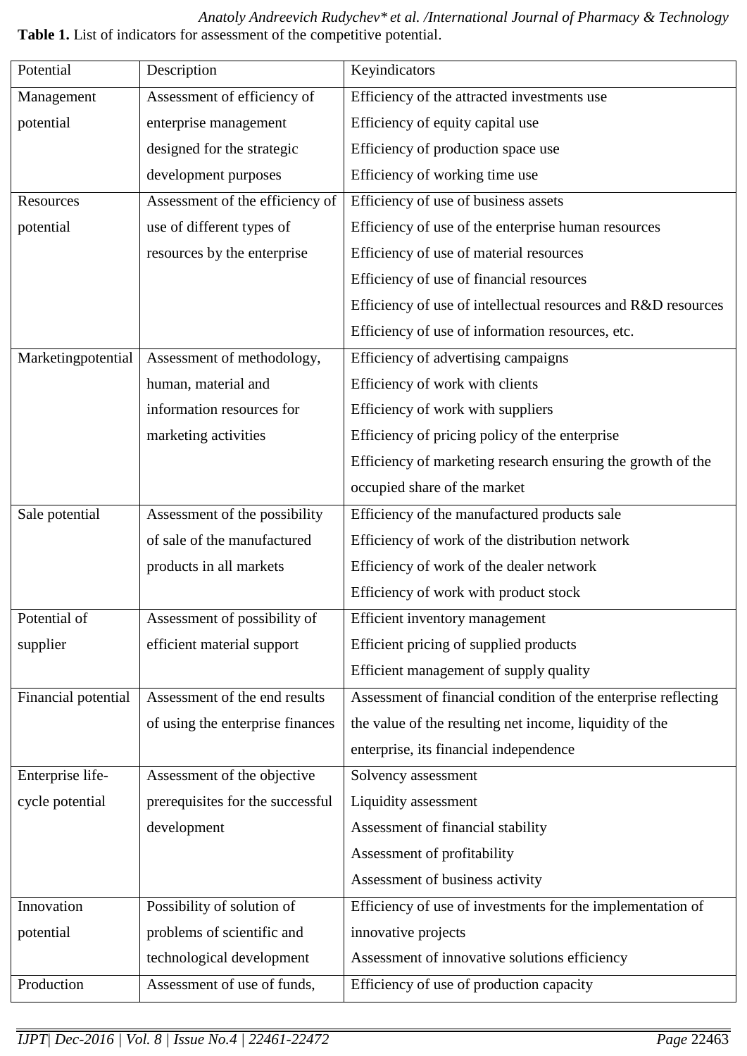**Table 1.** List of indicators for assessment of the competitive potential.

| Potential | Description | Keyindicators |
|---|---|---|
| Management potential | Assessment of efficiency of enterprise management designed for the strategic development purposes | Efficiency of the attracted investments use<br>Efficiency of equity capital use<br>Efficiency of production space use<br>Efficiency of working time use |
| Resources potential | Assessment of the efficiency of use of different types of resources by the enterprise | Efficiency of use of business assets<br>Efficiency of use of the enterprise human resources<br>Efficiency of use of material resources<br>Efficiency of use of financial resources<br>Efficiency of use of intellectual resources and R&D resources<br>Efficiency of use of information resources, etc. |
| Marketingpotential | Assessment of methodology, human, material and information resources for marketing activities | Efficiency of advertising campaigns<br>Efficiency of work with clients<br>Efficiency of work with suppliers<br>Efficiency of pricing policy of the enterprise<br>Efficiency of marketing research ensuring the growth of the occupied share of the market |
| Sale potential | Assessment of the possibility of sale of the manufactured products in all markets | Efficiency of the manufactured products sale<br>Efficiency of work of the distribution network<br>Efficiency of work of the dealer network<br>Efficiency of work with product stock |
| Potential of supplier | Assessment of possibility of efficient material support | Efficient inventory management<br>Efficient pricing of supplied products<br>Efficient management of supply quality |
| Financial potential | Assessment of the end results of using the enterprise finances | Assessment of financial condition of the enterprise reflecting the value of the resulting net income, liquidity of the enterprise, its financial independence |
| Enterprise life-cycle potential | Assessment of the objective prerequisites for the successful development | Solvency assessment<br>Liquidity assessment<br>Assessment of financial stability<br>Assessment of profitability<br>Assessment of business activity |
| Innovation potential | Possibility of solution of problems of scientific and technological development | Efficiency of use of investments for the implementation of innovative projects<br>Assessment of innovative solutions efficiency |
| Production | Assessment of use of funds, | Efficiency of use of production capacity |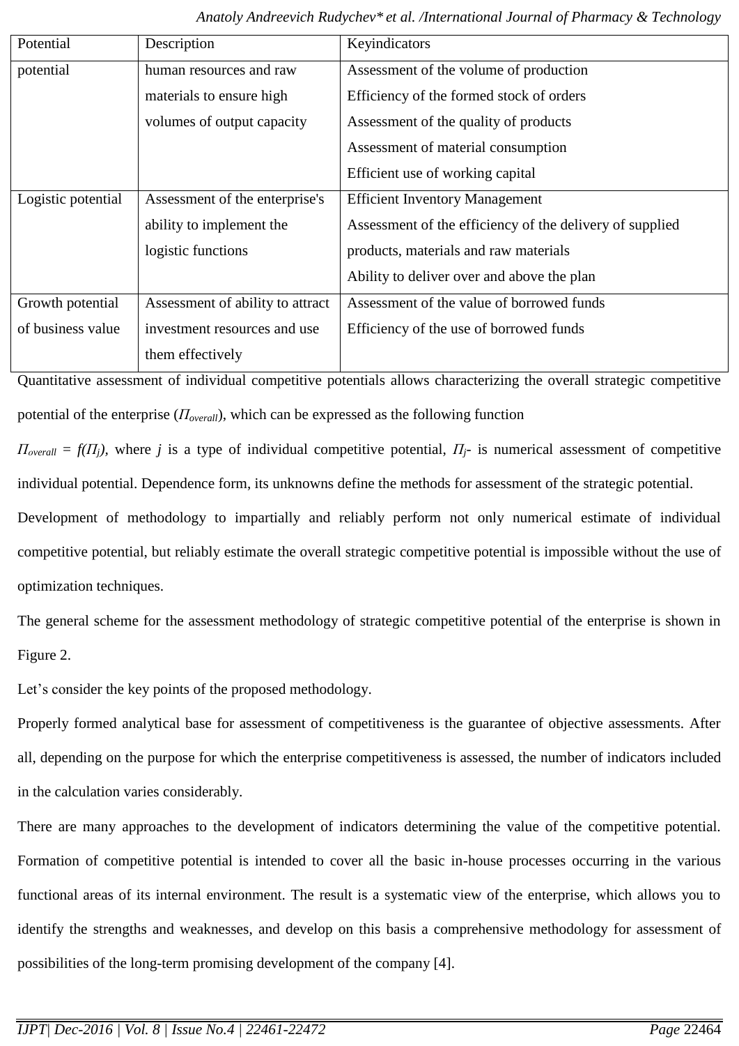| Potential | Description | Keyindicators |
|---|---|---|
| potential | human resources and raw materials to ensure high volumes of output capacity | Assessment of the volume of production<br>Efficiency of the formed stock of orders<br>Assessment of the quality of products<br>Assessment of material consumption<br>Efficient use of working capital |
| Logistic potential | Assessment of the enterprise's ability to implement the logistic functions | Efficient Inventory Management<br>Assessment of the efficiency of the delivery of supplied products, materials and raw materials<br>Ability to deliver over and above the plan |
| Growth potential of business value | Assessment of ability to attract investment resources and use them effectively | Assessment of the value of borrowed funds<br>Efficiency of the use of borrowed funds |

Quantitative assessment of individual competitive potentials allows characterizing the overall strategic competitive potential of the enterprise ($\Pi_{overall}$), which can be expressed as the following function

$\Pi_{overall} = f(\Pi_j)$, where $j$ is a type of individual competitive potential, $\Pi_j$- is numerical assessment of competitive individual potential. Dependence form, its unknowns define the methods for assessment of the strategic potential.

Development of methodology to impartially and reliably perform not only numerical estimate of individual competitive potential, but reliably estimate the overall strategic competitive potential is impossible without the use of optimization techniques.

The general scheme for the assessment methodology of strategic competitive potential of the enterprise is shown in Figure 2.

Let's consider the key points of the proposed methodology.

Properly formed analytical base for assessment of competitiveness is the guarantee of objective assessments. After all, depending on the purpose for which the enterprise competitiveness is assessed, the number of indicators included in the calculation varies considerably.

There are many approaches to the development of indicators determining the value of the competitive potential. Formation of competitive potential is intended to cover all the basic in-house processes occurring in the various functional areas of its internal environment. The result is a systematic view of the enterprise, which allows you to identify the strengths and weaknesses, and develop on this basis a comprehensive methodology for assessment of possibilities of the long-term promising development of the company [4].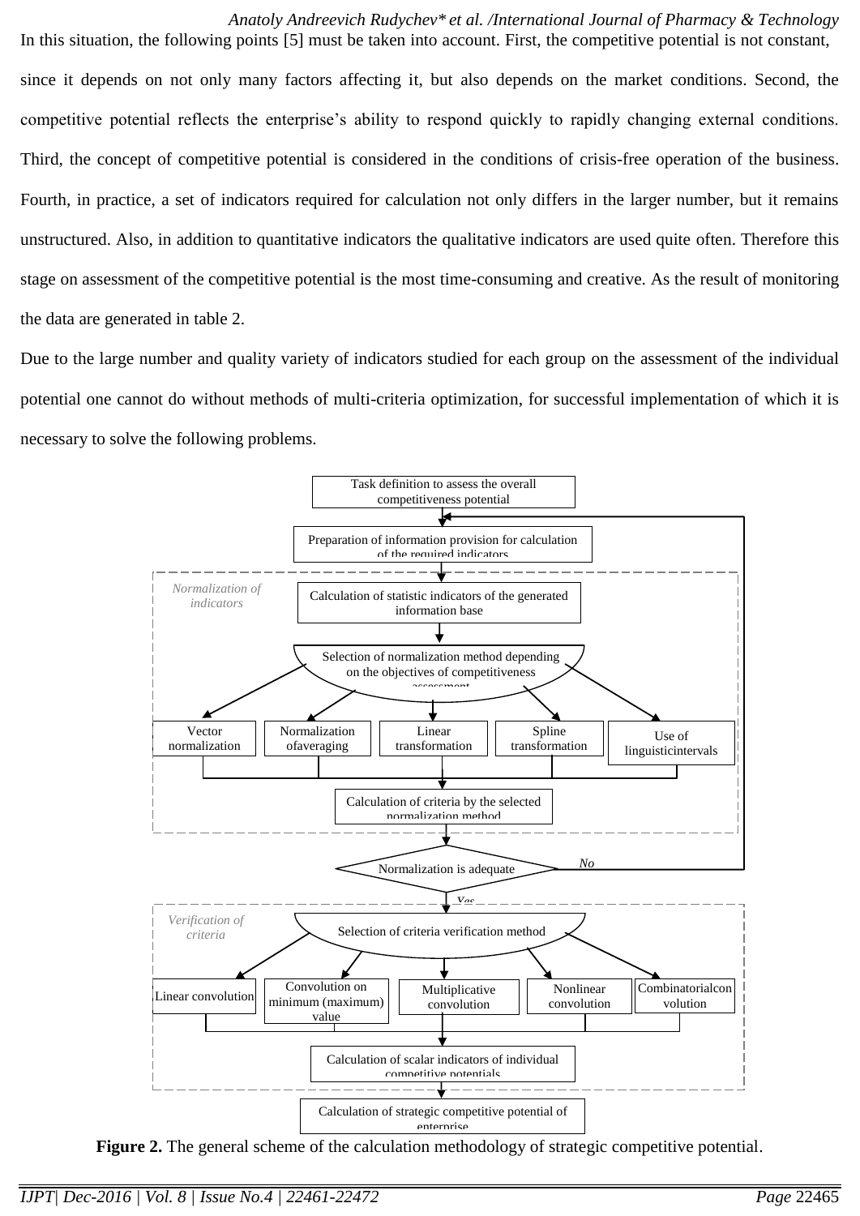In this situation, the following points [5] must be taken into account. First, the competitive potential is not constant, since it depends on not only many factors affecting it, but also depends on the market conditions. Second, the competitive potential reflects the enterprise's ability to respond quickly to rapidly changing external conditions. Third, the concept of competitive potential is considered in the conditions of crisis-free operation of the business. Fourth, in practice, a set of indicators required for calculation not only differs in the larger number, but it remains unstructured. Also, in addition to quantitative indicators the qualitative indicators are used quite often. Therefore this stage on assessment of the competitive potential is the most time-consuming and creative. As the result of monitoring the data are generated in table 2.

Due to the large number and quality variety of indicators studied for each group on the assessment of the individual potential one cannot do without methods of multi-criteria optimization, for successful implementation of which it is necessary to solve the following problems.

Task definition to assess the overall competitiveness potential

Preparation of information provision for calculation of the required indicators

*Normalization of indicators*

Calculation of statistic indicators of the generated information base

Selection of normalization method depending on the objectives of competitiveness assessment

Vector normalization | Normalization ofaveraging | Linear transformation | Spline transformation | Use of linguisticintervals

Calculation of criteria by the selected normalization method

Normalization is adequate — *No* / *Yes*

*Verification of criteria*

Selection of criteria verification method

Linear convolution | Convolution on minimum (maximum) value | Multiplicative convolution | Nonlinear convolution | Combinatorialconvolution

Calculation of scalar indicators of individual competitive potentials

Calculation of strategic competitive potential of enterprise

**Figure 2.** The general scheme of the calculation methodology of strategic competitive potential.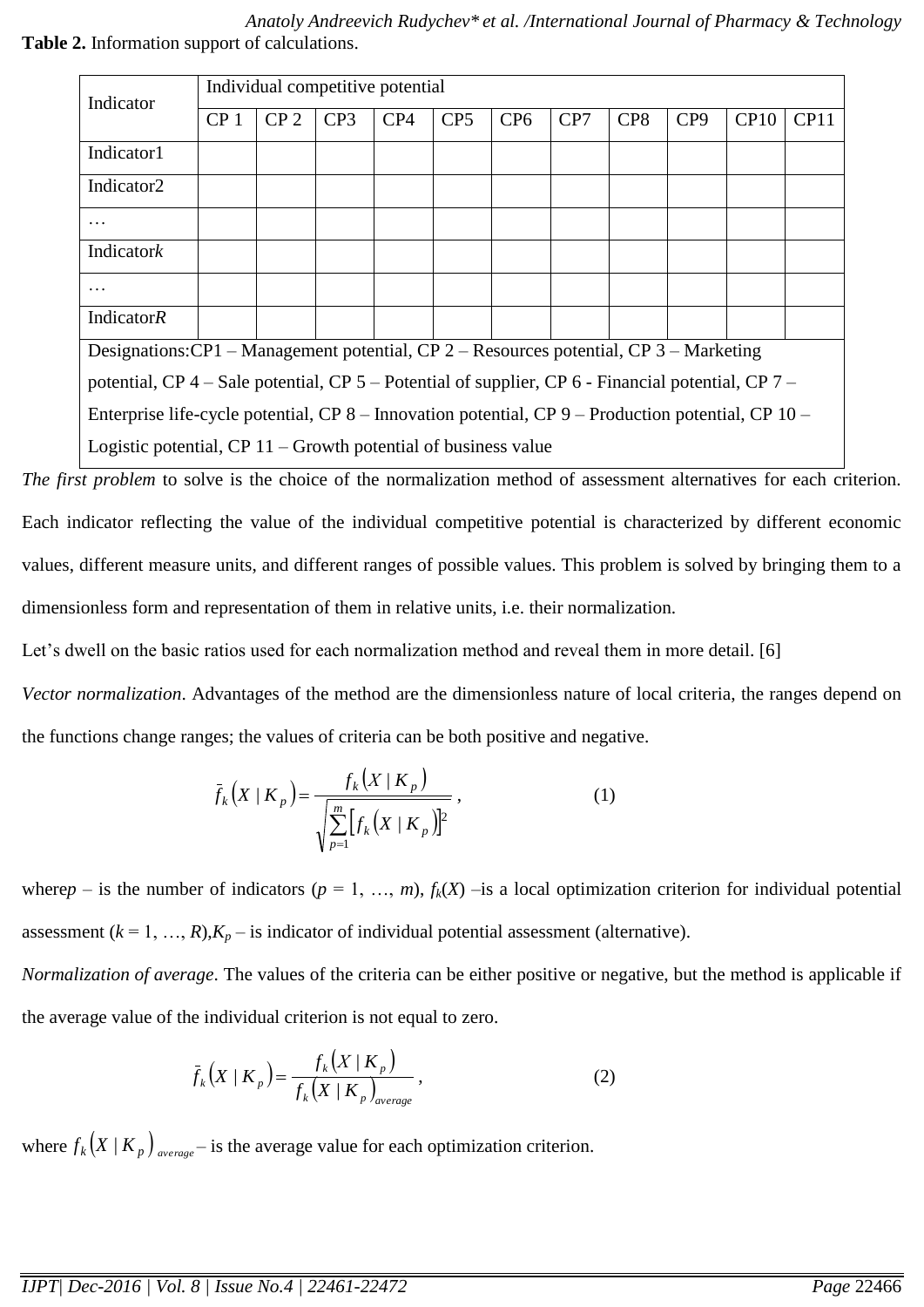**Table 2.** Information support of calculations.

| Indicator | Individual competitive potential | | | | | | | | | | |
|---|---|---|---|---|---|---|---|---|---|---|---|
| | CP 1 | CP 2 | CP3 | CP4 | CP5 | CP6 | CP7 | CP8 | CP9 | CP10 | CP11 |
| Indicator1 | | | | | | | | | | | |
| Indicator2 | | | | | | | | | | | |
| … | | | | | | | | | | | |
| Indicator*k* | | | | | | | | | | | |
| … | | | | | | | | | | | |
| Indicator*R* | | | | | | | | | | | |
| Designations:CP1 – Management potential, CP 2 – Resources potential, CP 3 – Marketing potential, CP 4 – Sale potential, CP 5 – Potential of supplier, CP 6 - Financial potential, CP 7 – Enterprise life-cycle potential, CP 8 – Innovation potential, CP 9 – Production potential, CP 10 – Logistic potential, CP 11 – Growth potential of business value | | | | | | | | | | | |

*The first problem* to solve is the choice of the normalization method of assessment alternatives for each criterion. Each indicator reflecting the value of the individual competitive potential is characterized by different economic values, different measure units, and different ranges of possible values. This problem is solved by bringing them to a dimensionless form and representation of them in relative units, i.e. their normalization.

Let's dwell on the basic ratios used for each normalization method and reveal them in more detail. [6]

*Vector normalization*. Advantages of the method are the dimensionless nature of local criteria, the ranges depend on the functions change ranges; the values of criteria can be both positive and negative.

$$\bar{f}_k\left(X \mid K_p\right) = \frac{f_k\left(X \mid K_p\right)}{\sqrt{\sum_{p=1}^{m}\left[f_k\left(X \mid K_p\right)\right]^2}}, \qquad (1)$$

where$p$ – is the number of indicators ($p$ = 1, …, $m$), $f_k(X)$ –is a local optimization criterion for individual potential assessment ($k$ = 1, …, $R$),$K_p$ – is indicator of individual potential assessment (alternative).

*Normalization of average*. The values of the criteria can be either positive or negative, but the method is applicable if the average value of the individual criterion is not equal to zero.

$$\bar{f}_k\left(X \mid K_p\right) = \frac{f_k\left(X \mid K_p\right)}{f_k\left(X \mid K_p\right)_{average}}, \qquad (2)$$

where $f_k\left(X \mid K_p\right)_{average}$ – is the average value for each optimization criterion.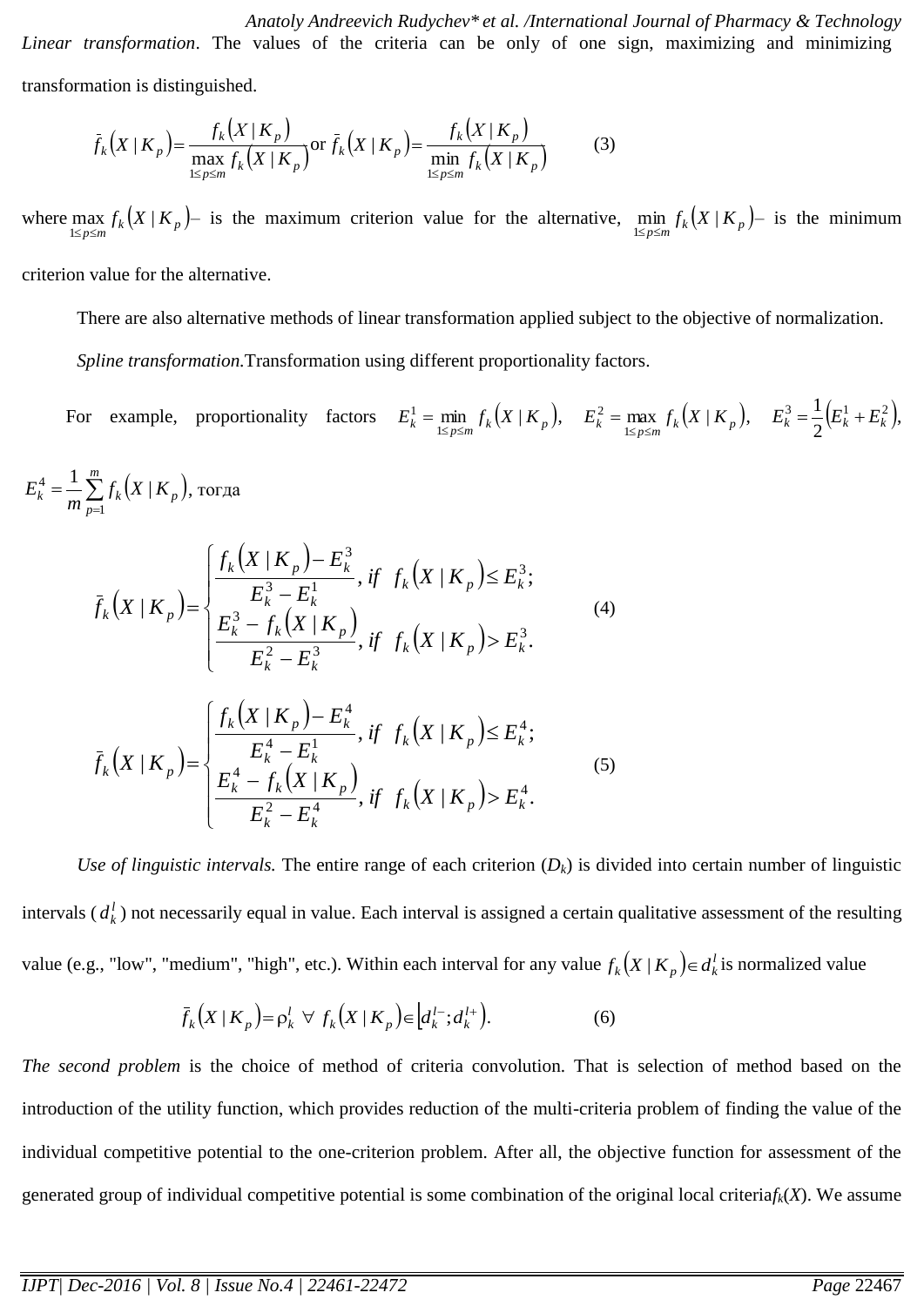*Linear transformation*. The values of the criteria can be only of one sign, maximizing and minimizing transformation is distinguished.

$$\bar{f}_k\left(X \mid K_p\right) = \frac{f_k\left(X \mid K_p\right)}{\max\limits_{1 \le p \le m} f_k\left(X \mid K_p\right)} \text{ or } \bar{f}_k\left(X \mid K_p\right) = \frac{f_k\left(X \mid K_p\right)}{\min\limits_{1 \le p \le m} f_k\left(X \mid K_p\right)} \qquad (3)$$

where $\max\limits_{1 \le p \le m} f_k\left(X \mid K_p\right)$ – is the maximum criterion value for the alternative, $\min\limits_{1 \le p \le m} f_k\left(X \mid K_p\right)$ – is the minimum criterion value for the alternative.

There are also alternative methods of linear transformation applied subject to the objective of normalization.

*Spline transformation.* Transformation using different proportionality factors.

For example, proportionality factors $E_k^1 = \min\limits_{1 \le p \le m} f_k\left(X \mid K_p\right)$, $E_k^2 = \max\limits_{1 \le p \le m} f_k\left(X \mid K_p\right)$, $E_k^3 = \frac{1}{2}\left(E_k^1 + E_k^2\right)$, $E_k^4 = \frac{1}{m}\sum\limits_{p=1}^{m} f_k\left(X \mid K_p\right)$, тогда

$$\bar{f}_k\left(X \mid K_p\right) = \begin{cases} \dfrac{f_k\left(X \mid K_p\right) - E_k^3}{E_k^3 - E_k^1}, & if \;\; f_k\left(X \mid K_p\right) \le E_k^3; \\ \dfrac{E_k^3 - f_k\left(X \mid K_p\right)}{E_k^2 - E_k^3}, & if \;\; f_k\left(X \mid K_p\right) > E_k^3. \end{cases} \qquad (4)$$

$$\bar{f}_k\left(X \mid K_p\right) = \begin{cases} \dfrac{f_k\left(X \mid K_p\right) - E_k^4}{E_k^4 - E_k^1}, & if \;\; f_k\left(X \mid K_p\right) \le E_k^4; \\ \dfrac{E_k^4 - f_k\left(X \mid K_p\right)}{E_k^2 - E_k^4}, & if \;\; f_k\left(X \mid K_p\right) > E_k^4. \end{cases} \qquad (5)$$

*Use of linguistic intervals.* The entire range of each criterion ($D_k$) is divided into certain number of linguistic intervals ($d_k^l$) not necessarily equal in value. Each interval is assigned a certain qualitative assessment of the resulting value (e.g., "low", "medium", "high", etc.). Within each interval for any value $f_k\left(X \mid K_p\right) \in d_k^l$ is normalized value

$$\bar{f}_k\left(X \mid K_p\right) = \rho_k^l \;\; \forall \;\; f_k\left(X \mid K_p\right) \in \left[d_k^{l-}; d_k^{l+}\right). \qquad (6)$$

*The second problem* is the choice of method of criteria convolution. That is selection of method based on the introduction of the utility function, which provides reduction of the multi-criteria problem of finding the value of the individual competitive potential to the one-criterion problem. After all, the objective function for assessment of the generated group of individual competitive potential is some combination of the original local criteria $f_k(X)$. We assume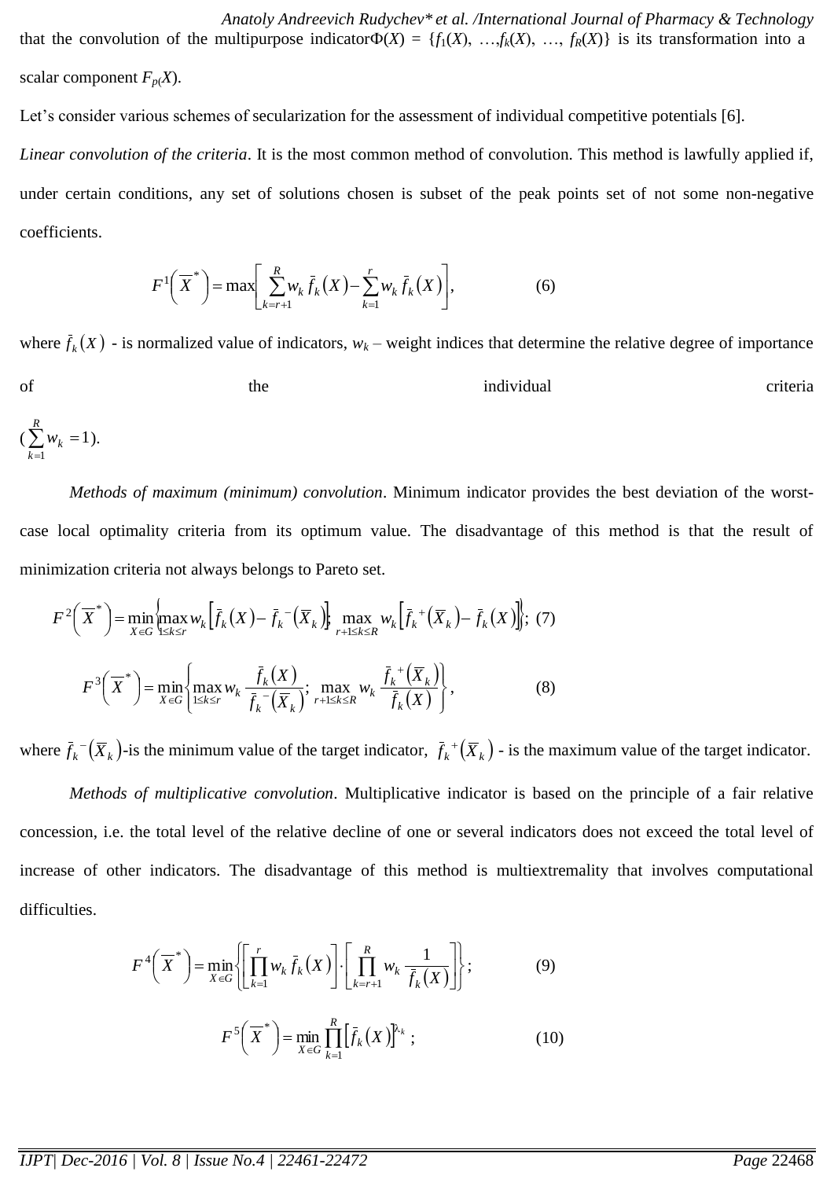that the convolution of the multipurpose indicator $\Phi(X) = \{f_1(X), \ldots, f_k(X), \ldots, f_R(X)\}$ is its transformation into a scalar component $F_{p(}X)$.

Let's consider various schemes of secularization for the assessment of individual competitive potentials [6].

*Linear convolution of the criteria*. It is the most common method of convolution. This method is lawfully applied if, under certain conditions, any set of solutions chosen is subset of the peak points set of not some non-negative coefficients.

$$F^1\left(\overline{X}^*\right) = \max\left[\sum_{k=r+1}^{R} w_k \bar{f}_k(X) - \sum_{k=1}^{r} w_k \bar{f}_k(X)\right], \qquad (6)$$

where $\bar{f}_k(X)$ - is normalized value of indicators, $w_k$ – weight indices that determine the relative degree of importance of the individual criteria ($\sum_{k=1}^{R} w_k = 1$).

*Methods of maximum (minimum) convolution*. Minimum indicator provides the best deviation of the worst-case local optimality criteria from its optimum value. The disadvantage of this method is that the result of minimization criteria not always belongs to Pareto set.

$$F^2\left(\overline{X}^*\right) = \min_{X \in G}\left\{\max_{1 \le k \le r} w_k \left[\bar{f}_k(X) - \bar{f}_k^{\,-}\left(\overline{X}_k\right)\right]; \max_{r+1 \le k \le R} w_k \left[\bar{f}_k^{\,+}\left(\overline{X}_k\right) - \bar{f}_k(X)\right]\right\}; \quad (7)$$

$$F^3\left(\overline{X}^*\right) = \min_{X \in G}\left\{\max_{1 \le k \le r} w_k \frac{\bar{f}_k(X)}{\bar{f}_k^{\,-}\left(\overline{X}_k\right)}; \max_{r+1 \le k \le R} w_k \frac{\bar{f}_k^{\,+}\left(\overline{X}_k\right)}{\bar{f}_k(X)}\right\}, \qquad (8)$$

where $\bar{f}_k^{\,-}\left(\overline{X}_k\right)$-is the minimum value of the target indicator, $\bar{f}_k^{\,+}\left(\overline{X}_k\right)$ - is the maximum value of the target indicator.

*Methods of multiplicative convolution*. Multiplicative indicator is based on the principle of a fair relative concession, i.e. the total level of the relative decline of one or several indicators does not exceed the total level of increase of other indicators. The disadvantage of this method is multiextremality that involves computational difficulties.

$$F^4\left(\overline{X}^*\right) = \min_{X \in G}\left\{\left[\prod_{k=1}^{r} w_k \bar{f}_k(X)\right] \cdot \left[\prod_{k=r+1}^{R} w_k \frac{1}{\bar{f}_k(X)}\right]\right\}; \qquad (9)$$

$$F^5\left(\overline{X}^*\right) = \min_{X \in G} \prod_{k=1}^{R} \left[\bar{f}_k(X)\right]^{\lambda_k}; \qquad (10)$$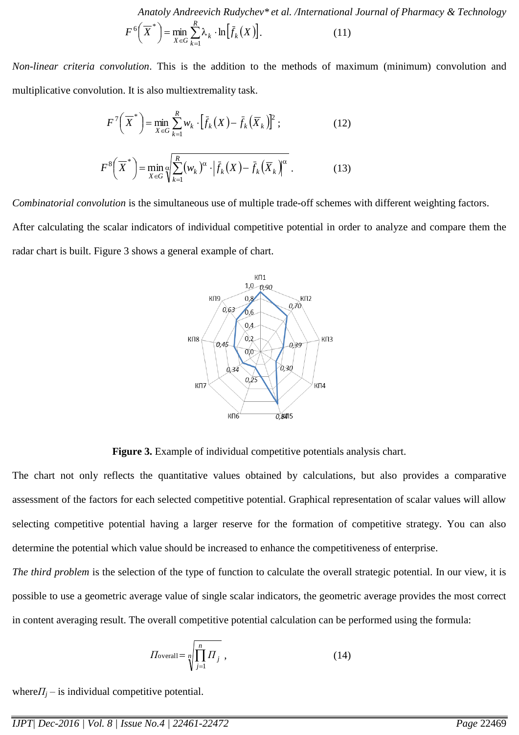$$F^6\left(\overline{X}^*\right) = \min_{X \in G} \sum_{k=1}^{R} \lambda_k \cdot \ln\left[\bar{f}_k(X)\right]. \tag{11}$$

*Non-linear criteria convolution*. This is the addition to the methods of maximum (minimum) convolution and multiplicative convolution. It is also multiextremality task.

$$F^7\left(\overline{X}^*\right) = \min_{X \in G} \sum_{k=1}^{R} w_k \cdot \left[\bar{f}_k(X) - \bar{f}_k\left(\overline{X}_k\right)\right]^2; \tag{12}$$

$$F^8\left(\overline{X}^*\right) = \min_{X \in G} \sqrt[\alpha]{\sum_{k=1}^{R} (w_k)^{\alpha} \cdot \left|\bar{f}_k(X) - \bar{f}_k\left(\overline{X}_k\right)\right|^{\alpha}}. \tag{13}$$

*Combinatorial convolution* is the simultaneous use of multiple trade-off schemes with different weighting factors.

After calculating the scalar indicators of individual competitive potential in order to analyze and compare them the radar chart is built. Figure 3 shows a general example of chart.

**Figure 3.** Example of individual competitive potentials analysis chart.

The chart not only reflects the quantitative values obtained by calculations, but also provides a comparative assessment of the factors for each selected competitive potential. Graphical representation of scalar values will allow selecting competitive potential having a larger reserve for the formation of competitive strategy. You can also determine the potential which value should be increased to enhance the competitiveness of enterprise.

*The third problem* is the selection of the type of function to calculate the overall strategic potential. In our view, it is possible to use a geometric average value of single scalar indicators, the geometric average provides the most correct in content averaging result. The overall competitive potential calculation can be performed using the formula:

$$\Pi_{\text{overall}} = \sqrt[n]{\prod_{j=1}^{n} \Pi_j}, \tag{14}$$

where $\Pi_j$ – is individual competitive potential.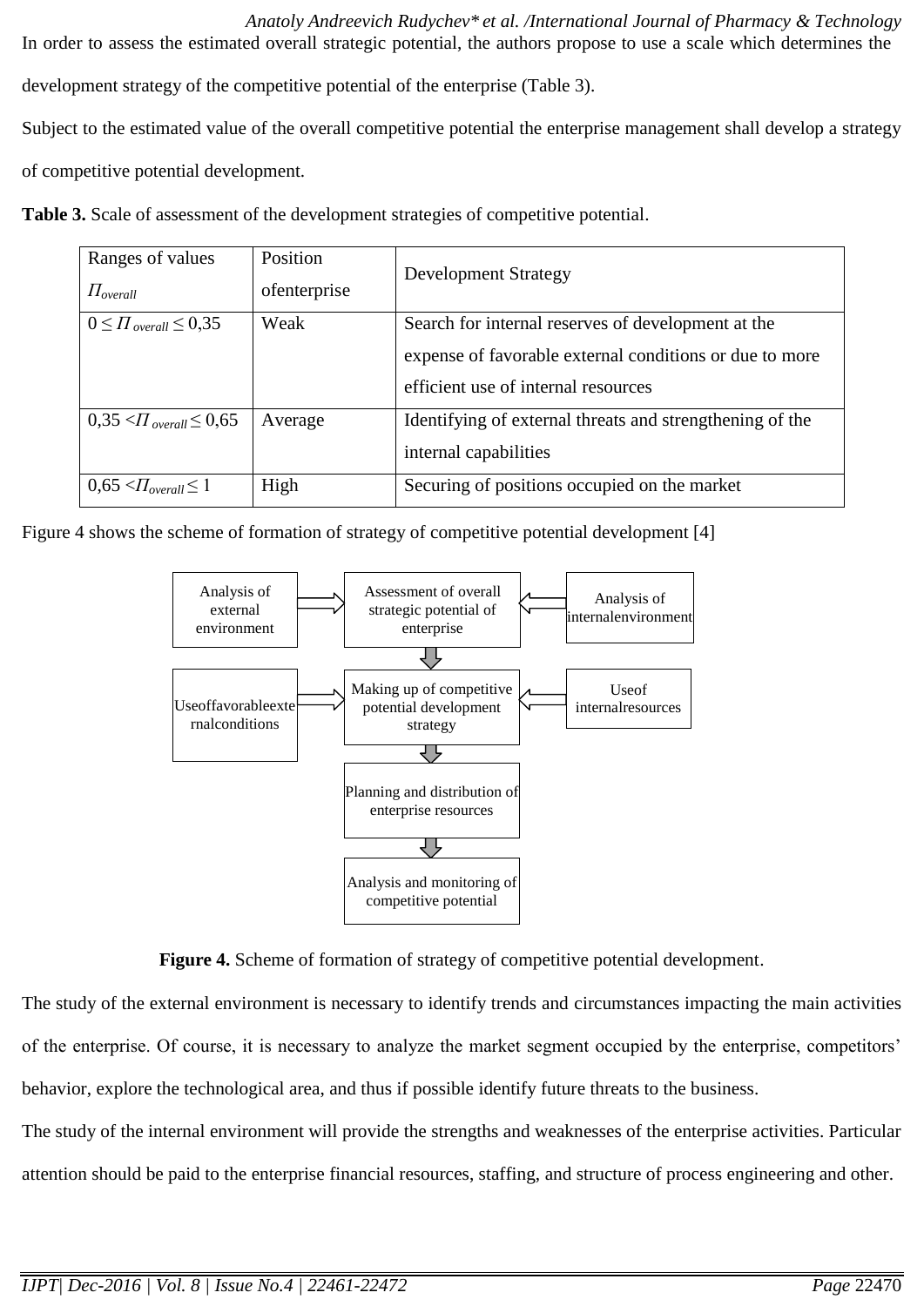In order to assess the estimated overall strategic potential, the authors propose to use a scale which determines the development strategy of the competitive potential of the enterprise (Table 3).

Subject to the estimated value of the overall competitive potential the enterprise management shall develop a strategy of competitive potential development.

**Table 3.** Scale of assessment of the development strategies of competitive potential.

| Ranges of values $П_{overall}$ | Position ofenterprise | Development Strategy |
|---|---|---|
| $0 \leq П_{overall} \leq 0{,}35$ | Weak | Search for internal reserves of development at the expense of favorable external conditions or due to more efficient use of internal resources |
| $0{,}35 < П_{overall} \leq 0{,}65$ | Average | Identifying of external threats and strengthening of the internal capabilities |
| $0{,}65 < П_{overall} \leq 1$ | High | Securing of positions occupied on the market |

Figure 4 shows the scheme of formation of strategy of competitive potential development [4]

```
Analysis of external environment  ⇒  Assessment of overall strategic potential of enterprise  ⇐  Analysis of internalenvironment
                                                      ↓
Useoffavorableexternalconditions  ⇒  Making up of competitive potential development strategy  ⇐  Useof internalresources
                                                      ↓
                                     Planning and distribution of enterprise resources
                                                      ↓
                                     Analysis and monitoring of competitive potential
```

**Figure 4.** Scheme of formation of strategy of competitive potential development.

The study of the external environment is necessary to identify trends and circumstances impacting the main activities of the enterprise. Of course, it is necessary to analyze the market segment occupied by the enterprise, competitors' behavior, explore the technological area, and thus if possible identify future threats to the business.

The study of the internal environment will provide the strengths and weaknesses of the enterprise activities. Particular attention should be paid to the enterprise financial resources, staffing, and structure of process engineering and other.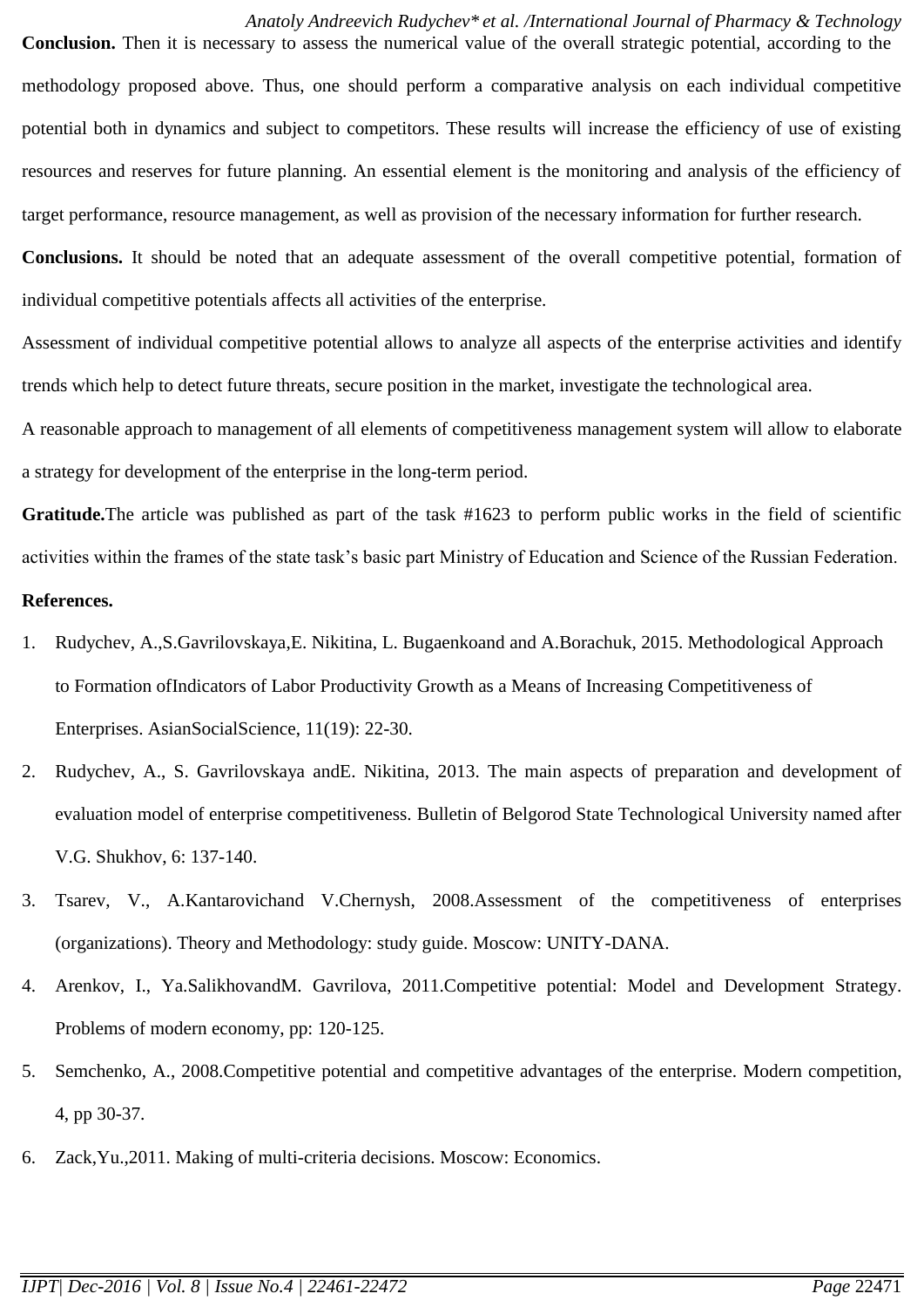**Conclusion.** Then it is necessary to assess the numerical value of the overall strategic potential, according to the methodology proposed above. Thus, one should perform a comparative analysis on each individual competitive potential both in dynamics and subject to competitors. These results will increase the efficiency of use of existing resources and reserves for future planning. An essential element is the monitoring and analysis of the efficiency of target performance, resource management, as well as provision of the necessary information for further research.

**Conclusions.** It should be noted that an adequate assessment of the overall competitive potential, formation of individual competitive potentials affects all activities of the enterprise.

Assessment of individual competitive potential allows to analyze all aspects of the enterprise activities and identify trends which help to detect future threats, secure position in the market, investigate the technological area.

A reasonable approach to management of all elements of competitiveness management system will allow to elaborate a strategy for development of the enterprise in the long-term period.

**Gratitude.**The article was published as part of the task #1623 to perform public works in the field of scientific activities within the frames of the state task's basic part Ministry of Education and Science of the Russian Federation.

**References.**

1. Rudychev, A.,S.Gavrilovskaya,E. Nikitina, L. Bugaenkoand and A.Borachuk, 2015. Methodological Approach to Formation ofIndicators of Labor Productivity Growth as a Means of Increasing Competitiveness of Enterprises. AsianSocialScience, 11(19): 22-30.
2. Rudychev, A., S. Gavrilovskaya andE. Nikitina, 2013. The main aspects of preparation and development of evaluation model of enterprise competitiveness. Bulletin of Belgorod State Technological University named after V.G. Shukhov, 6: 137-140.
3. Tsarev, V., A.Kantarovichand V.Chernysh, 2008.Assessment of the competitiveness of enterprises (organizations). Theory and Methodology: study guide. Moscow: UNITY-DANA.
4. Arenkov, I., Ya.SalikhovandM. Gavrilova, 2011.Competitive potential: Model and Development Strategy. Problems of modern economy, pp: 120-125.
5. Semchenko, A., 2008.Competitive potential and competitive advantages of the enterprise. Modern competition, 4, pp 30-37.
6. Zack,Yu.,2011. Making of multi-criteria decisions. Moscow: Economics.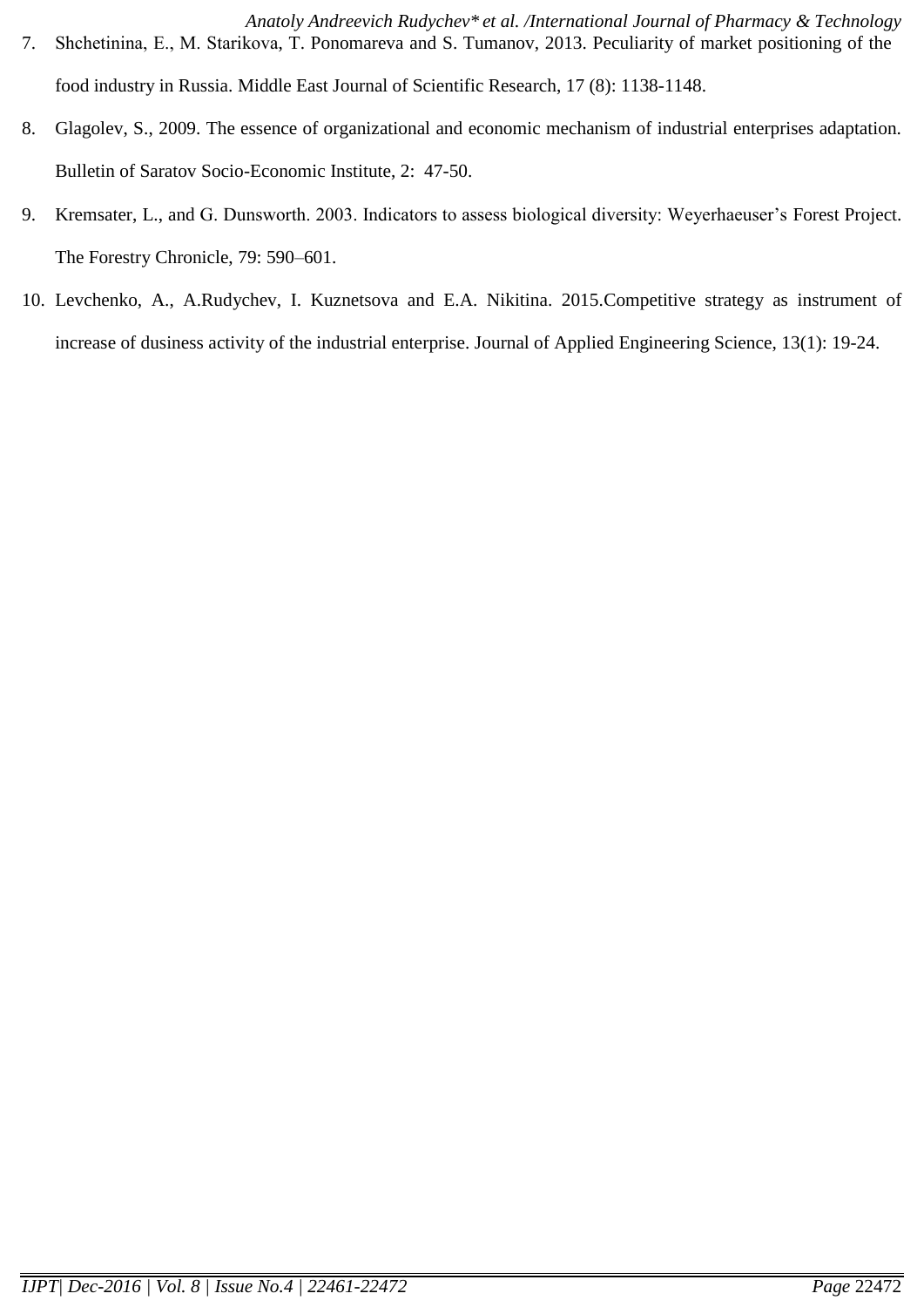7. Shchetinina, E., M. Starikova, T. Ponomareva and S. Tumanov, 2013. Peculiarity of market positioning of the food industry in Russia. Middle East Journal of Scientific Research, 17 (8): 1138-1148.
8. Glagolev, S., 2009. The essence of organizational and economic mechanism of industrial enterprises adaptation. Bulletin of Saratov Socio-Economic Institute, 2: 47-50.
9. Kremsater, L., and G. Dunsworth. 2003. Indicators to assess biological diversity: Weyerhaeuser's Forest Project. The Forestry Chronicle, 79: 590–601.
10. Levchenko, A., A.Rudychev, I. Kuznetsova and E.A. Nikitina. 2015.Competitive strategy as instrument of increase of dusiness activity of the industrial enterprise. Journal of Applied Engineering Science, 13(1): 19-24.